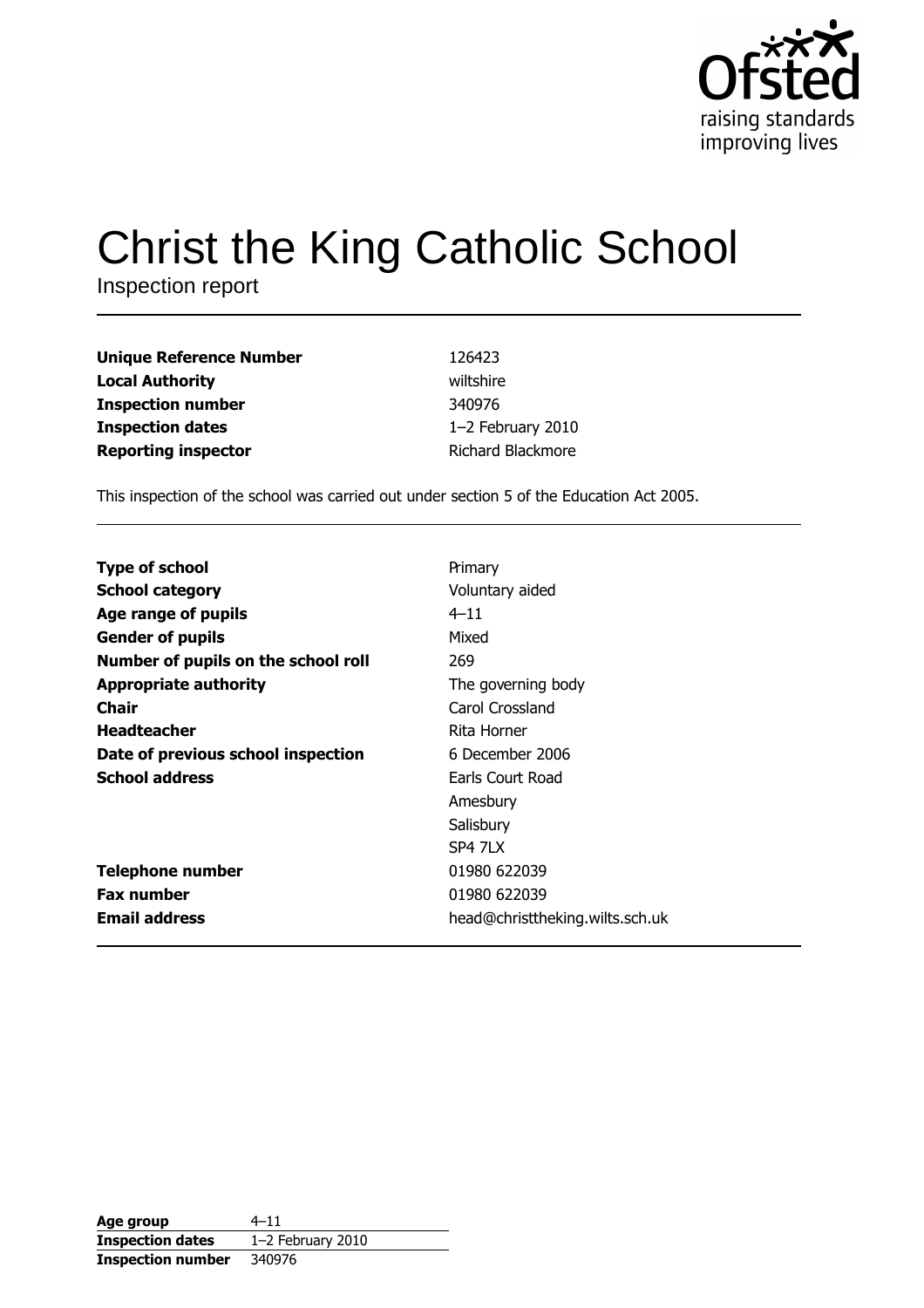Ofsted
raising standards
improving lives

# Christ the King Catholic School

Inspection report

| | |
|---|---|
| **Unique Reference Number** | 126423 |
| **Local Authority** | wiltshire |
| **Inspection number** | 340976 |
| **Inspection dates** | 1–2 February 2010 |
| **Reporting inspector** | Richard Blackmore |

This inspection of the school was carried out under section 5 of the Education Act 2005.

| | |
|---|---|
| **Type of school** | Primary |
| **School category** | Voluntary aided |
| **Age range of pupils** | 4–11 |
| **Gender of pupils** | Mixed |
| **Number of pupils on the school roll** | 269 |
| **Appropriate authority** | The governing body |
| **Chair** | Carol Crossland |
| **Headteacher** | Rita Horner |
| **Date of previous school inspection** | 6 December 2006 |
| **School address** | Earls Court Road<br>Amesbury<br>Salisbury<br>SP4 7LX |
| **Telephone number** | 01980 622039 |
| **Fax number** | 01980 622039 |
| **Email address** | head@christtheking.wilts.sch.uk |

| | |
|---|---|
| **Age group** | 4–11 |
| **Inspection dates** | 1–2 February 2010 |
| **Inspection number** | 340976 |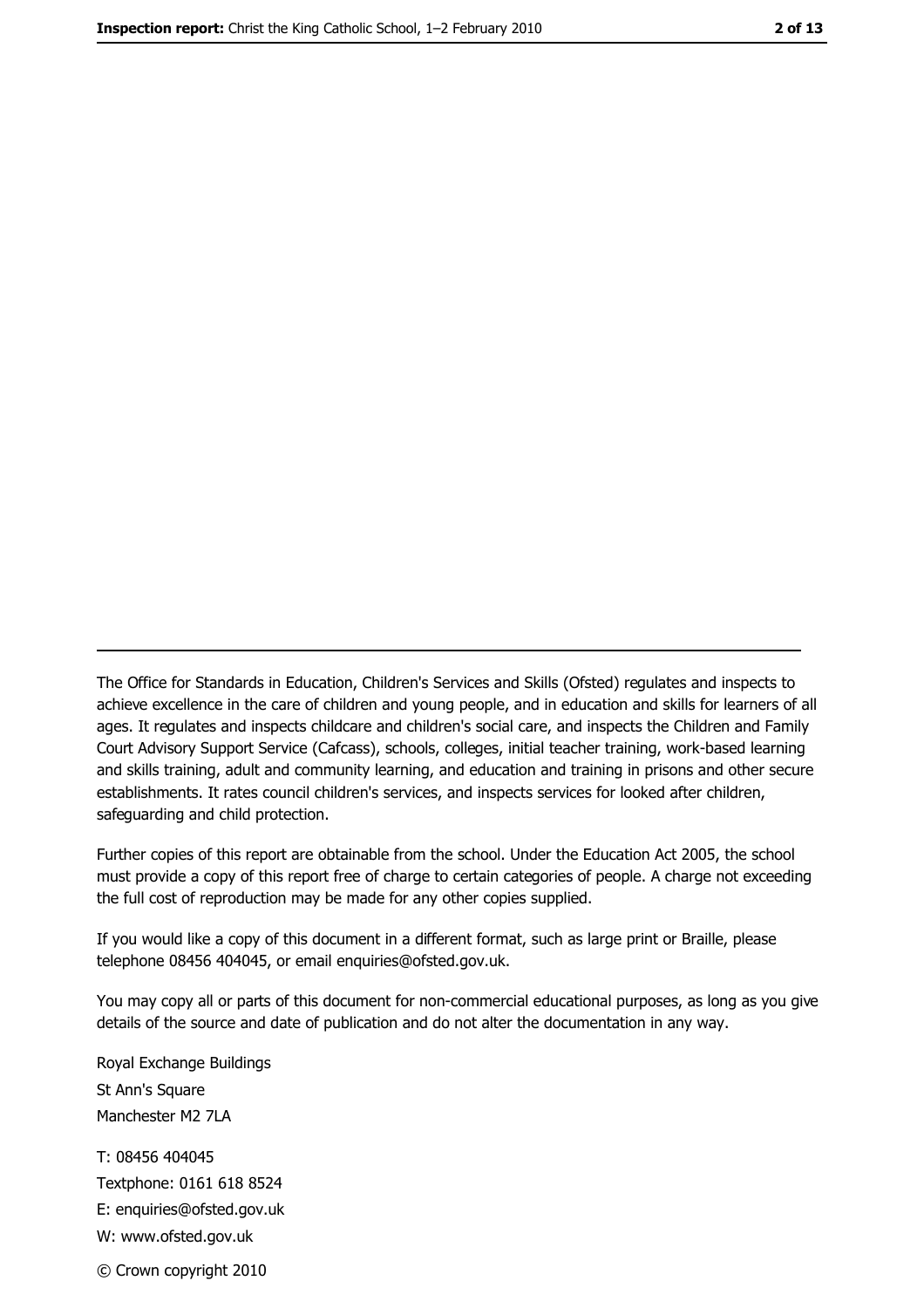---

The Office for Standards in Education, Children's Services and Skills (Ofsted) regulates and inspects to achieve excellence in the care of children and young people, and in education and skills for learners of all ages. It regulates and inspects childcare and children's social care, and inspects the Children and Family Court Advisory Support Service (Cafcass), schools, colleges, initial teacher training, work-based learning and skills training, adult and community learning, and education and training in prisons and other secure establishments. It rates council children's services, and inspects services for looked after children, safeguarding and child protection.

Further copies of this report are obtainable from the school. Under the Education Act 2005, the school must provide a copy of this report free of charge to certain categories of people. A charge not exceeding the full cost of reproduction may be made for any other copies supplied.

If you would like a copy of this document in a different format, such as large print or Braille, please telephone 08456 404045, or email enquiries@ofsted.gov.uk.

You may copy all or parts of this document for non-commercial educational purposes, as long as you give details of the source and date of publication and do not alter the documentation in any way.

Royal Exchange Buildings
St Ann's Square
Manchester M2 7LA

T: 08456 404045
Textphone: 0161 618 8524
E: enquiries@ofsted.gov.uk
W: www.ofsted.gov.uk

© Crown copyright 2010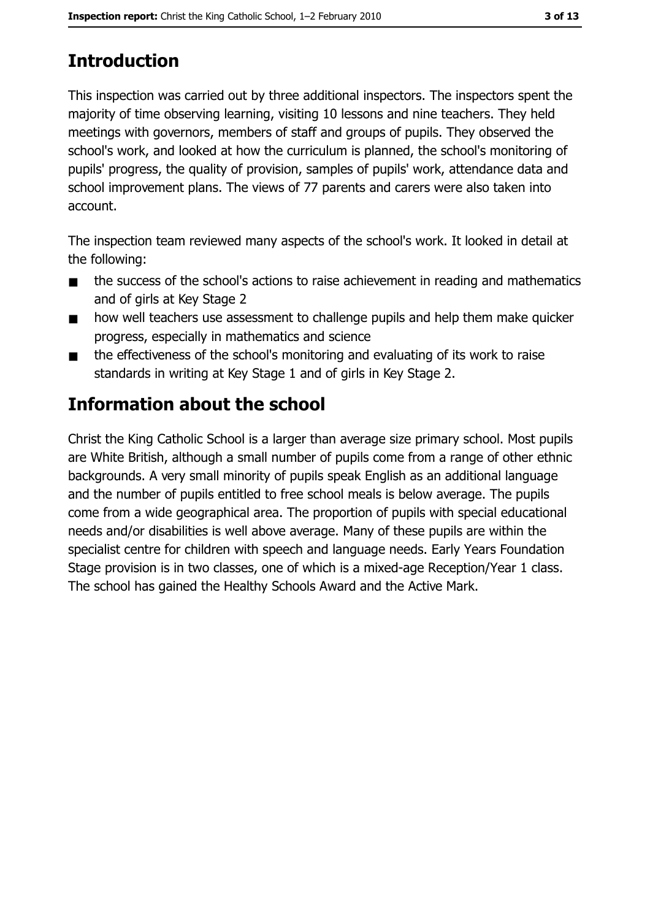## Introduction

This inspection was carried out by three additional inspectors. The inspectors spent the majority of time observing learning, visiting 10 lessons and nine teachers. They held meetings with governors, members of staff and groups of pupils. They observed the school's work, and looked at how the curriculum is planned, the school's monitoring of pupils' progress, the quality of provision, samples of pupils' work, attendance data and school improvement plans. The views of 77 parents and carers were also taken into account.

The inspection team reviewed many aspects of the school's work. It looked in detail at the following:

- the success of the school's actions to raise achievement in reading and mathematics and of girls at Key Stage 2
- how well teachers use assessment to challenge pupils and help them make quicker progress, especially in mathematics and science
- the effectiveness of the school's monitoring and evaluating of its work to raise standards in writing at Key Stage 1 and of girls in Key Stage 2.

## Information about the school

Christ the King Catholic School is a larger than average size primary school. Most pupils are White British, although a small number of pupils come from a range of other ethnic backgrounds. A very small minority of pupils speak English as an additional language and the number of pupils entitled to free school meals is below average. The pupils come from a wide geographical area. The proportion of pupils with special educational needs and/or disabilities is well above average. Many of these pupils are within the specialist centre for children with speech and language needs. Early Years Foundation Stage provision is in two classes, one of which is a mixed-age Reception/Year 1 class. The school has gained the Healthy Schools Award and the Active Mark.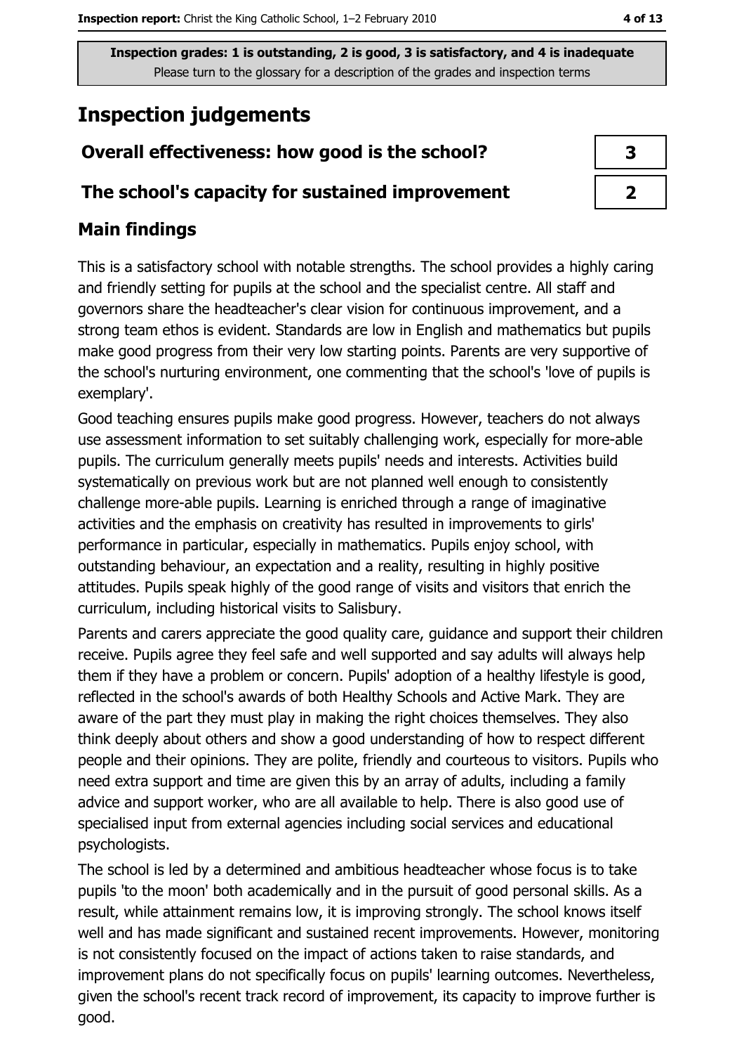Inspection grades: 1 is outstanding, 2 is good, 3 is satisfactory, and 4 is inadequate
Please turn to the glossary for a description of the grades and inspection terms

# Inspection judgements

| Overall effectiveness: how good is the school? | 3 |
| --- | --- |
| The school's capacity for sustained improvement | 2 |

## Main findings

This is a satisfactory school with notable strengths. The school provides a highly caring and friendly setting for pupils at the school and the specialist centre. All staff and governors share the headteacher's clear vision for continuous improvement, and a strong team ethos is evident. Standards are low in English and mathematics but pupils make good progress from their very low starting points. Parents are very supportive of the school's nurturing environment, one commenting that the school's 'love of pupils is exemplary'.

Good teaching ensures pupils make good progress. However, teachers do not always use assessment information to set suitably challenging work, especially for more-able pupils. The curriculum generally meets pupils' needs and interests. Activities build systematically on previous work but are not planned well enough to consistently challenge more-able pupils. Learning is enriched through a range of imaginative activities and the emphasis on creativity has resulted in improvements to girls' performance in particular, especially in mathematics. Pupils enjoy school, with outstanding behaviour, an expectation and a reality, resulting in highly positive attitudes. Pupils speak highly of the good range of visits and visitors that enrich the curriculum, including historical visits to Salisbury.

Parents and carers appreciate the good quality care, guidance and support their children receive. Pupils agree they feel safe and well supported and say adults will always help them if they have a problem or concern. Pupils' adoption of a healthy lifestyle is good, reflected in the school's awards of both Healthy Schools and Active Mark. They are aware of the part they must play in making the right choices themselves. They also think deeply about others and show a good understanding of how to respect different people and their opinions. They are polite, friendly and courteous to visitors. Pupils who need extra support and time are given this by an array of adults, including a family advice and support worker, who are all available to help. There is also good use of specialised input from external agencies including social services and educational psychologists.

The school is led by a determined and ambitious headteacher whose focus is to take pupils 'to the moon' both academically and in the pursuit of good personal skills. As a result, while attainment remains low, it is improving strongly. The school knows itself well and has made significant and sustained recent improvements. However, monitoring is not consistently focused on the impact of actions taken to raise standards, and improvement plans do not specifically focus on pupils' learning outcomes. Nevertheless, given the school's recent track record of improvement, its capacity to improve further is good.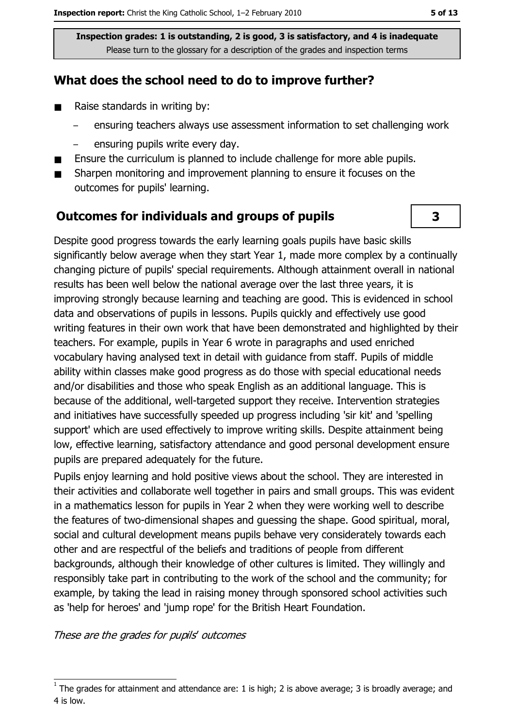**Inspection grades: 1 is outstanding, 2 is good, 3 is satisfactory, and 4 is inadequate**
Please turn to the glossary for a description of the grades and inspection terms

## What does the school need to do to improve further?

- Raise standards in writing by:
  - ensuring teachers always use assessment information to set challenging work
  - ensuring pupils write every day.
- Ensure the curriculum is planned to include challenge for more able pupils.
- Sharpen monitoring and improvement planning to ensure it focuses on the outcomes for pupils' learning.

## Outcomes for individuals and groups of pupils

**3**

Despite good progress towards the early learning goals pupils have basic skills significantly below average when they start Year 1, made more complex by a continually changing picture of pupils' special requirements. Although attainment overall in national results has been well below the national average over the last three years, it is improving strongly because learning and teaching are good. This is evidenced in school data and observations of pupils in lessons. Pupils quickly and effectively use good writing features in their own work that have been demonstrated and highlighted by their teachers. For example, pupils in Year 6 wrote in paragraphs and used enriched vocabulary having analysed text in detail with guidance from staff. Pupils of middle ability within classes make good progress as do those with special educational needs and/or disabilities and those who speak English as an additional language. This is because of the additional, well-targeted support they receive. Intervention strategies and initiatives have successfully speeded up progress including 'sir kit' and 'spelling support' which are used effectively to improve writing skills. Despite attainment being low, effective learning, satisfactory attendance and good personal development ensure pupils are prepared adequately for the future.

Pupils enjoy learning and hold positive views about the school. They are interested in their activities and collaborate well together in pairs and small groups. This was evident in a mathematics lesson for pupils in Year 2 when they were working well to describe the features of two-dimensional shapes and guessing the shape. Good spiritual, moral, social and cultural development means pupils behave very considerately towards each other and are respectful of the beliefs and traditions of people from different backgrounds, although their knowledge of other cultures is limited. They willingly and responsibly take part in contributing to the work of the school and the community; for example, by taking the lead in raising money through sponsored school activities such as 'help for heroes' and 'jump rope' for the British Heart Foundation.

*These are the grades for pupils' outcomes*

[1] The grades for attainment and attendance are: 1 is high; 2 is above average; 3 is broadly average; and 4 is low.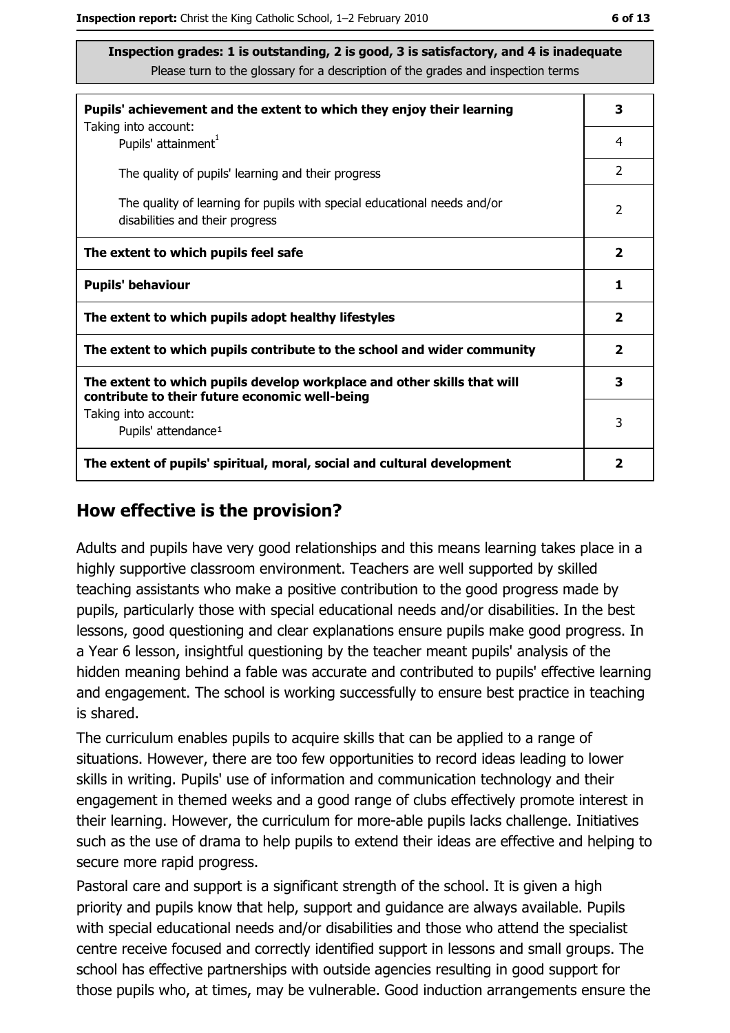**Inspection grades: 1 is outstanding, 2 is good, 3 is satisfactory, and 4 is inadequate**
Please turn to the glossary for a description of the grades and inspection terms

| | |
|---|---|
| **Pupils' achievement and the extent to which they enjoy their learning** | **3** |
| Taking into account: Pupils' attainment[1] | 4 |
| The quality of pupils' learning and their progress | 2 |
| The quality of learning for pupils with special educational needs and/or disabilities and their progress | 2 |
| **The extent to which pupils feel safe** | **2** |
| **Pupils' behaviour** | **1** |
| **The extent to which pupils adopt healthy lifestyles** | **2** |
| **The extent to which pupils contribute to the school and wider community** | **2** |
| **The extent to which pupils develop workplace and other skills that will contribute to their future economic well-being** | **3** |
| Taking into account: Pupils' attendance[1] | 3 |
| **The extent of pupils' spiritual, moral, social and cultural development** | **2** |

## How effective is the provision?

Adults and pupils have very good relationships and this means learning takes place in a highly supportive classroom environment. Teachers are well supported by skilled teaching assistants who make a positive contribution to the good progress made by pupils, particularly those with special educational needs and/or disabilities. In the best lessons, good questioning and clear explanations ensure pupils make good progress. In a Year 6 lesson, insightful questioning by the teacher meant pupils' analysis of the hidden meaning behind a fable was accurate and contributed to pupils' effective learning and engagement. The school is working successfully to ensure best practice in teaching is shared.

The curriculum enables pupils to acquire skills that can be applied to a range of situations. However, there are too few opportunities to record ideas leading to lower skills in writing. Pupils' use of information and communication technology and their engagement in themed weeks and a good range of clubs effectively promote interest in their learning. However, the curriculum for more-able pupils lacks challenge. Initiatives such as the use of drama to help pupils to extend their ideas are effective and helping to secure more rapid progress.

Pastoral care and support is a significant strength of the school. It is given a high priority and pupils know that help, support and guidance are always available. Pupils with special educational needs and/or disabilities and those who attend the specialist centre receive focused and correctly identified support in lessons and small groups. The school has effective partnerships with outside agencies resulting in good support for those pupils who, at times, may be vulnerable. Good induction arrangements ensure the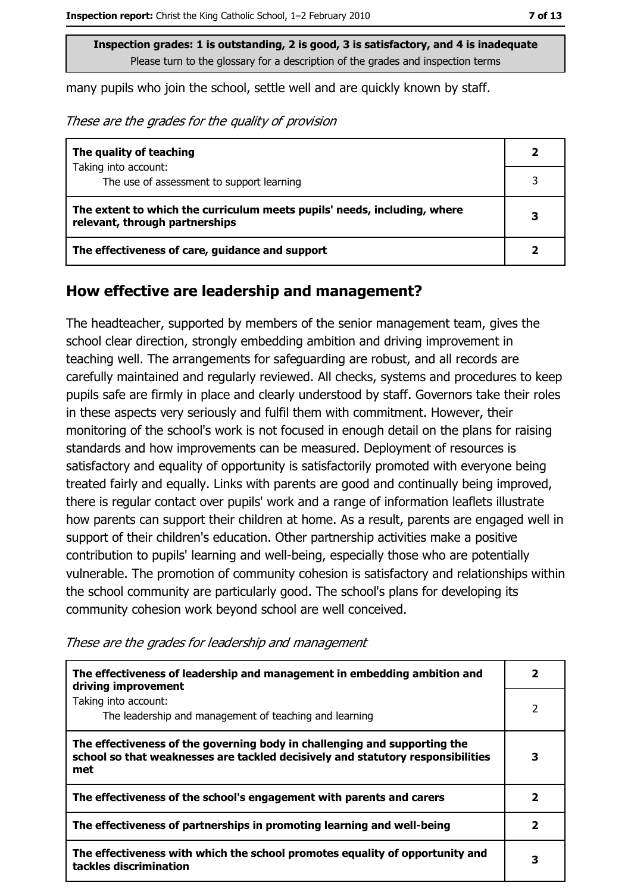**Inspection grades: 1 is outstanding, 2 is good, 3 is satisfactory, and 4 is inadequate**
Please turn to the glossary for a description of the grades and inspection terms

many pupils who join the school, settle well and are quickly known by staff.

*These are the grades for the quality of provision*

| | |
|---|---|
| **The quality of teaching** | **2** |
| Taking into account: The use of assessment to support learning | 3 |
| **The extent to which the curriculum meets pupils' needs, including, where relevant, through partnerships** | **3** |
| **The effectiveness of care, guidance and support** | **2** |

## How effective are leadership and management?

The headteacher, supported by members of the senior management team, gives the school clear direction, strongly embedding ambition and driving improvement in teaching well. The arrangements for safeguarding are robust, and all records are carefully maintained and regularly reviewed. All checks, systems and procedures to keep pupils safe are firmly in place and clearly understood by staff. Governors take their roles in these aspects very seriously and fulfil them with commitment. However, their monitoring of the school's work is not focused in enough detail on the plans for raising standards and how improvements can be measured. Deployment of resources is satisfactory and equality of opportunity is satisfactorily promoted with everyone being treated fairly and equally. Links with parents are good and continually being improved, there is regular contact over pupils' work and a range of information leaflets illustrate how parents can support their children at home. As a result, parents are engaged well in support of their children's education. Other partnership activities make a positive contribution to pupils' learning and well-being, especially those who are potentially vulnerable. The promotion of community cohesion is satisfactory and relationships within the school community are particularly good. The school's plans for developing its community cohesion work beyond school are well conceived.

*These are the grades for leadership and management*

| | |
|---|---|
| **The effectiveness of leadership and management in embedding ambition and driving improvement** | **2** |
| Taking into account: The leadership and management of teaching and learning | 2 |
| **The effectiveness of the governing body in challenging and supporting the school so that weaknesses are tackled decisively and statutory responsibilities met** | **3** |
| **The effectiveness of the school's engagement with parents and carers** | **2** |
| **The effectiveness of partnerships in promoting learning and well-being** | **2** |
| **The effectiveness with which the school promotes equality of opportunity and tackles discrimination** | **3** |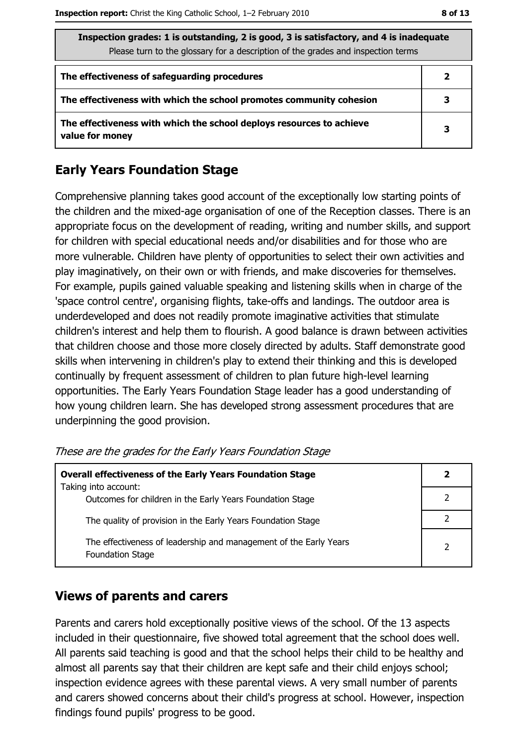| Inspection grades: 1 is outstanding, 2 is good, 3 is satisfactory, and 4 is inadequate<br>Please turn to the glossary for a description of the grades and inspection terms | |
|---|---|
| **The effectiveness of safeguarding procedures** | **2** |
| **The effectiveness with which the school promotes community cohesion** | **3** |
| **The effectiveness with which the school deploys resources to achieve value for money** | **3** |

## Early Years Foundation Stage

Comprehensive planning takes good account of the exceptionally low starting points of the children and the mixed-age organisation of one of the Reception classes. There is an appropriate focus on the development of reading, writing and number skills, and support for children with special educational needs and/or disabilities and for those who are more vulnerable. Children have plenty of opportunities to select their own activities and play imaginatively, on their own or with friends, and make discoveries for themselves. For example, pupils gained valuable speaking and listening skills when in charge of the 'space control centre', organising flights, take-offs and landings. The outdoor area is underdeveloped and does not readily promote imaginative activities that stimulate children's interest and help them to flourish. A good balance is drawn between activities that children choose and those more closely directed by adults. Staff demonstrate good skills when intervening in children's play to extend their thinking and this is developed continually by frequent assessment of children to plan future high-level learning opportunities. The Early Years Foundation Stage leader has a good understanding of how young children learn. She has developed strong assessment procedures that are underpinning the good provision.

*These are the grades for the Early Years Foundation Stage*

| **Overall effectiveness of the Early Years Foundation Stage**<br>Taking into account: | **2** |
|---|---|
| Outcomes for children in the Early Years Foundation Stage | 2 |
| The quality of provision in the Early Years Foundation Stage | 2 |
| The effectiveness of leadership and management of the Early Years Foundation Stage | 2 |

## Views of parents and carers

Parents and carers hold exceptionally positive views of the school. Of the 13 aspects included in their questionnaire, five showed total agreement that the school does well. All parents said teaching is good and that the school helps their child to be healthy and almost all parents say that their children are kept safe and their child enjoys school; inspection evidence agrees with these parental views. A very small number of parents and carers showed concerns about their child's progress at school. However, inspection findings found pupils' progress to be good.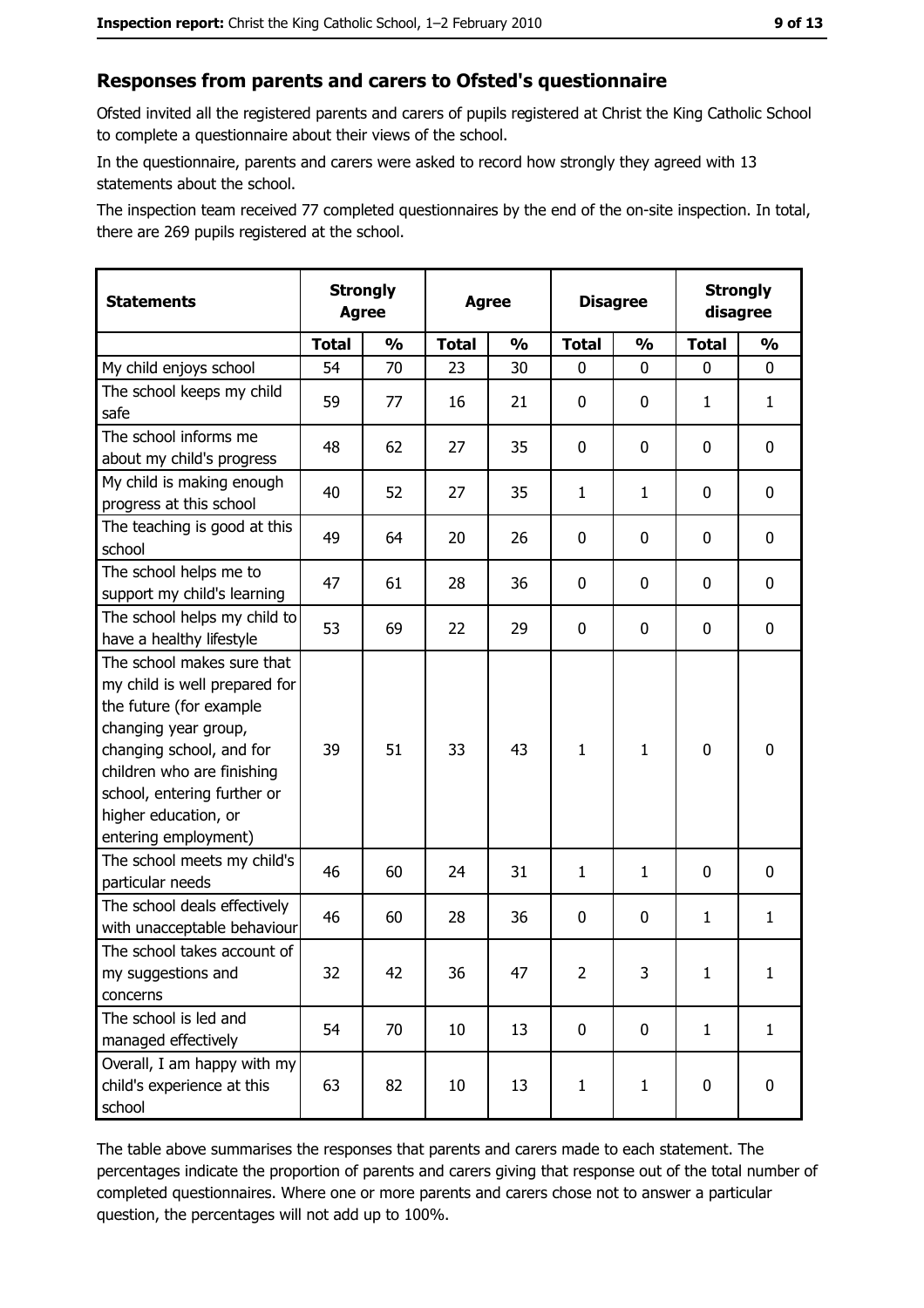## Responses from parents and carers to Ofsted's questionnaire

Ofsted invited all the registered parents and carers of pupils registered at Christ the King Catholic School to complete a questionnaire about their views of the school.

In the questionnaire, parents and carers were asked to record how strongly they agreed with 13 statements about the school.

The inspection team received 77 completed questionnaires by the end of the on-site inspection. In total, there are 269 pupils registered at the school.

| Statements | Strongly Agree | | Agree | | Disagree | | Strongly disagree | |
|---|---|---|---|---|---|---|---|---|
| | Total | % | Total | % | Total | % | Total | % |
| My child enjoys school | 54 | 70 | 23 | 30 | 0 | 0 | 0 | 0 |
| The school keeps my child safe | 59 | 77 | 16 | 21 | 0 | 0 | 1 | 1 |
| The school informs me about my child's progress | 48 | 62 | 27 | 35 | 0 | 0 | 0 | 0 |
| My child is making enough progress at this school | 40 | 52 | 27 | 35 | 1 | 1 | 0 | 0 |
| The teaching is good at this school | 49 | 64 | 20 | 26 | 0 | 0 | 0 | 0 |
| The school helps me to support my child's learning | 47 | 61 | 28 | 36 | 0 | 0 | 0 | 0 |
| The school helps my child to have a healthy lifestyle | 53 | 69 | 22 | 29 | 0 | 0 | 0 | 0 |
| The school makes sure that my child is well prepared for the future (for example changing year group, changing school, and for children who are finishing school, entering further or higher education, or entering employment) | 39 | 51 | 33 | 43 | 1 | 1 | 0 | 0 |
| The school meets my child's particular needs | 46 | 60 | 24 | 31 | 1 | 1 | 0 | 0 |
| The school deals effectively with unacceptable behaviour | 46 | 60 | 28 | 36 | 0 | 0 | 1 | 1 |
| The school takes account of my suggestions and concerns | 32 | 42 | 36 | 47 | 2 | 3 | 1 | 1 |
| The school is led and managed effectively | 54 | 70 | 10 | 13 | 0 | 0 | 1 | 1 |
| Overall, I am happy with my child's experience at this school | 63 | 82 | 10 | 13 | 1 | 1 | 0 | 0 |

The table above summarises the responses that parents and carers made to each statement. The percentages indicate the proportion of parents and carers giving that response out of the total number of completed questionnaires. Where one or more parents and carers chose not to answer a particular question, the percentages will not add up to 100%.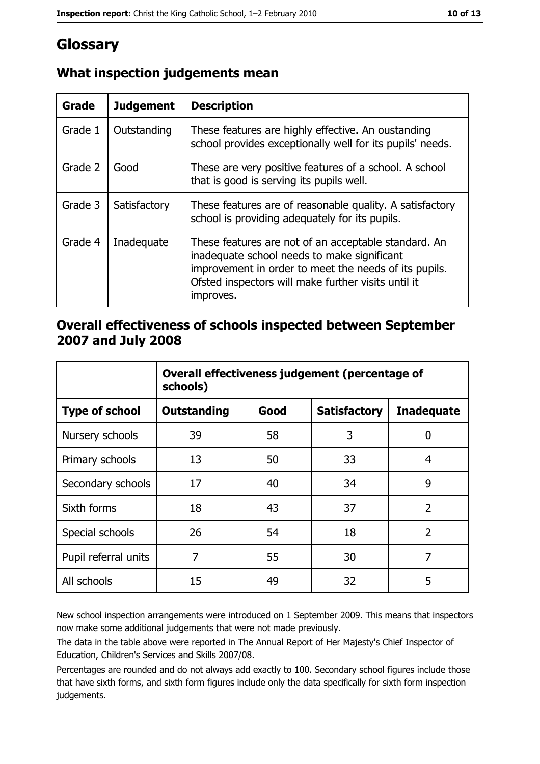# Glossary

## What inspection judgements mean

| Grade | Judgement | Description |
|---|---|---|
| Grade 1 | Outstanding | These features are highly effective. An oustanding school provides exceptionally well for its pupils' needs. |
| Grade 2 | Good | These are very positive features of a school. A school that is good is serving its pupils well. |
| Grade 3 | Satisfactory | These features are of reasonable quality. A satisfactory school is providing adequately for its pupils. |
| Grade 4 | Inadequate | These features are not of an acceptable standard. An inadequate school needs to make significant improvement in order to meet the needs of its pupils. Ofsted inspectors will make further visits until it improves. |

## Overall effectiveness of schools inspected between September 2007 and July 2008

| | Overall effectiveness judgement (percentage of schools) | | | |
|---|---|---|---|---|
| **Type of school** | **Outstanding** | **Good** | **Satisfactory** | **Inadequate** |
| Nursery schools | 39 | 58 | 3 | 0 |
| Primary schools | 13 | 50 | 33 | 4 |
| Secondary schools | 17 | 40 | 34 | 9 |
| Sixth forms | 18 | 43 | 37 | 2 |
| Special schools | 26 | 54 | 18 | 2 |
| Pupil referral units | 7 | 55 | 30 | 7 |
| All schools | 15 | 49 | 32 | 5 |

New school inspection arrangements were introduced on 1 September 2009. This means that inspectors now make some additional judgements that were not made previously.

The data in the table above were reported in The Annual Report of Her Majesty's Chief Inspector of Education, Children's Services and Skills 2007/08.

Percentages are rounded and do not always add exactly to 100. Secondary school figures include those that have sixth forms, and sixth form figures include only the data specifically for sixth form inspection judgements.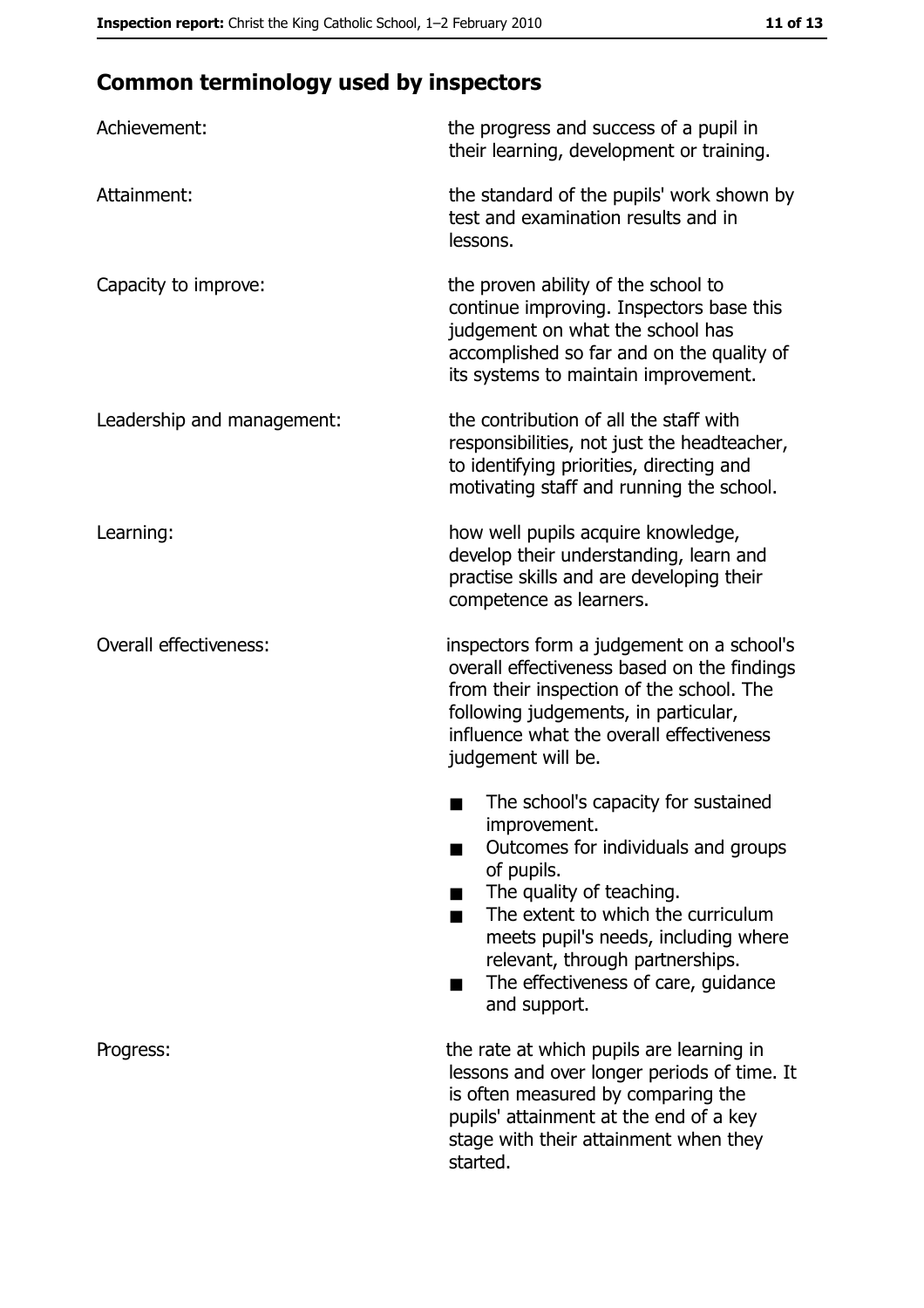## Common terminology used by inspectors

**Achievement:** the progress and success of a pupil in their learning, development or training.

**Attainment:** the standard of the pupils' work shown by test and examination results and in lessons.

**Capacity to improve:** the proven ability of the school to continue improving. Inspectors base this judgement on what the school has accomplished so far and on the quality of its systems to maintain improvement.

**Leadership and management:** the contribution of all the staff with responsibilities, not just the headteacher, to identifying priorities, directing and motivating staff and running the school.

**Learning:** how well pupils acquire knowledge, develop their understanding, learn and practise skills and are developing their competence as learners.

**Overall effectiveness:** inspectors form a judgement on a school's overall effectiveness based on the findings from their inspection of the school. The following judgements, in particular, influence what the overall effectiveness judgement will be.

- The school's capacity for sustained improvement.
- Outcomes for individuals and groups of pupils.
- The quality of teaching.
- The extent to which the curriculum meets pupil's needs, including where relevant, through partnerships.
- The effectiveness of care, guidance and support.

**Progress:** the rate at which pupils are learning in lessons and over longer periods of time. It is often measured by comparing the pupils' attainment at the end of a key stage with their attainment when they started.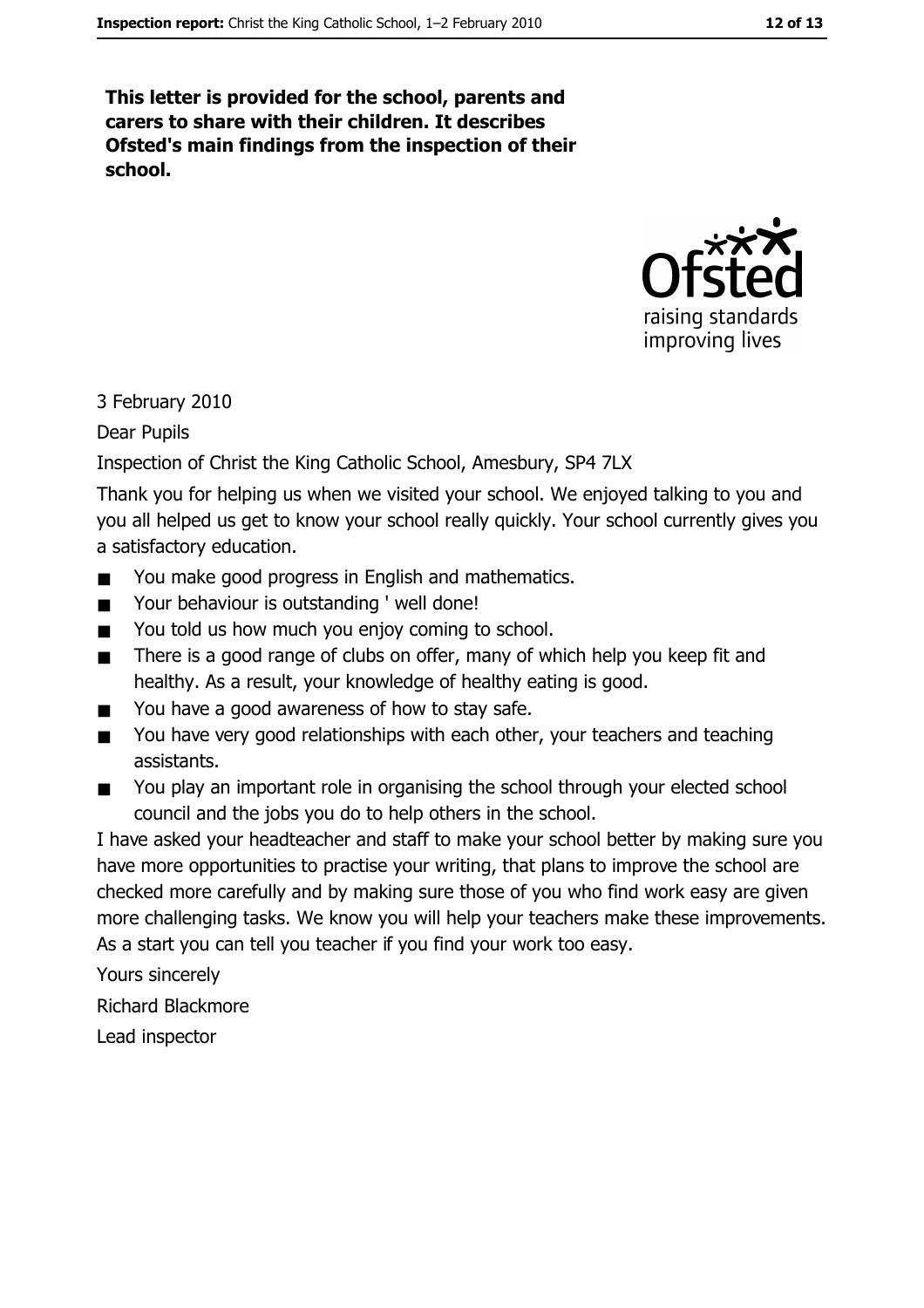**This letter is provided for the school, parents and carers to share with their children. It describes Ofsted's main findings from the inspection of their school.**

3 February 2010

Dear Pupils

Inspection of Christ the King Catholic School, Amesbury, SP4 7LX

Thank you for helping us when we visited your school. We enjoyed talking to you and you all helped us get to know your school really quickly. Your school currently gives you a satisfactory education.

- You make good progress in English and mathematics.
- Your behaviour is outstanding ' well done!
- You told us how much you enjoy coming to school.
- There is a good range of clubs on offer, many of which help you keep fit and healthy. As a result, your knowledge of healthy eating is good.
- You have a good awareness of how to stay safe.
- You have very good relationships with each other, your teachers and teaching assistants.
- You play an important role in organising the school through your elected school council and the jobs you do to help others in the school.

I have asked your headteacher and staff to make your school better by making sure you have more opportunities to practise your writing, that plans to improve the school are checked more carefully and by making sure those of you who find work easy are given more challenging tasks. We know you will help your teachers make these improvements. As a start you can tell you teacher if you find your work too easy.

Yours sincerely

Richard Blackmore

Lead inspector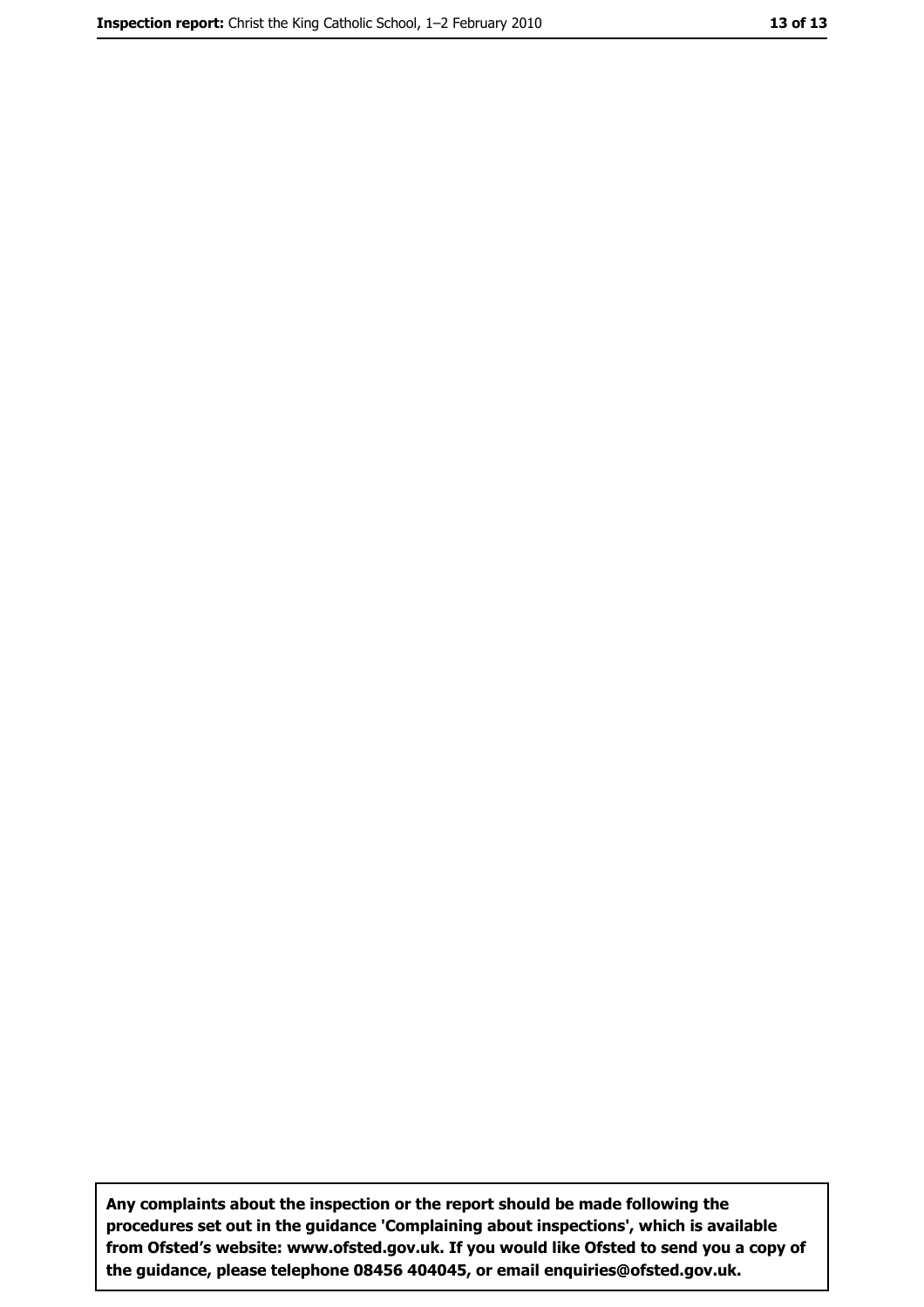**Any complaints about the inspection or the report should be made following the procedures set out in the guidance 'Complaining about inspections', which is available from Ofsted's website: www.ofsted.gov.uk. If you would like Ofsted to send you a copy of the guidance, please telephone 08456 404045, or email enquiries@ofsted.gov.uk.**